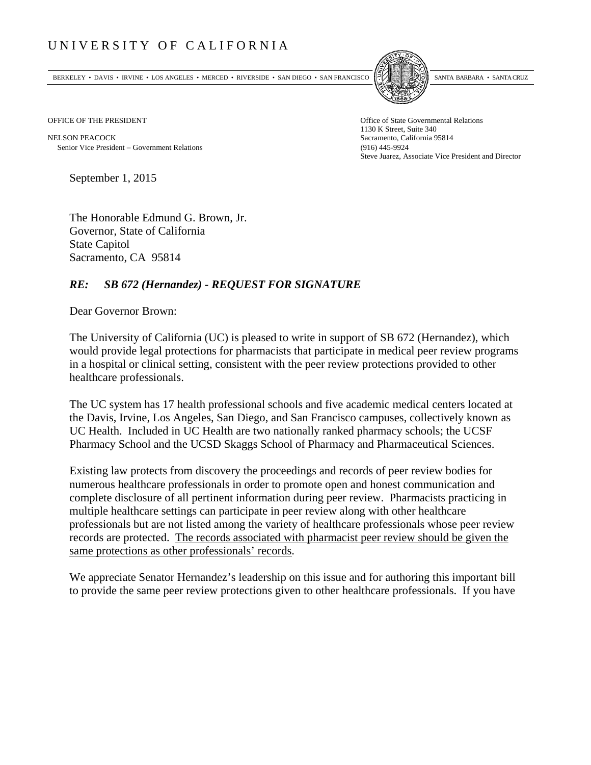# U N I V E R S I T Y O F C A L I F O R N I A

BERKELEY • DAVIS • IRVINE • LOS ANGELES • MERCED • RIVERSIDE • SAN DIEGO • SAN FRANCISCO SANTA BARBARA • SANTA CRUZ

OFFICE OF THE PRESIDENT

NELSON PEACOCK
Senior Vice President – Government Relations

Office of State Governmental Relations
1130 K Street, Suite 340
Sacramento, California 95814
(916) 445-9924
Steve Juarez, Associate Vice President and Director

September 1, 2015

The Honorable Edmund G. Brown, Jr.
Governor, State of California
State Capitol
Sacramento, CA 95814

***RE: SB 672 (Hernandez) - REQUEST FOR SIGNATURE***

Dear Governor Brown:

The University of California (UC) is pleased to write in support of SB 672 (Hernandez), which would provide legal protections for pharmacists that participate in medical peer review programs in a hospital or clinical setting, consistent with the peer review protections provided to other healthcare professionals.

The UC system has 17 health professional schools and five academic medical centers located at the Davis, Irvine, Los Angeles, San Diego, and San Francisco campuses, collectively known as UC Health. Included in UC Health are two nationally ranked pharmacy schools; the UCSF Pharmacy School and the UCSD Skaggs School of Pharmacy and Pharmaceutical Sciences.

Existing law protects from discovery the proceedings and records of peer review bodies for numerous healthcare professionals in order to promote open and honest communication and complete disclosure of all pertinent information during peer review. Pharmacists practicing in multiple healthcare settings can participate in peer review along with other healthcare professionals but are not listed among the variety of healthcare professionals whose peer review records are protected. <u>The records associated with pharmacist peer review should be given the same protections as other professionals' records</u>.

We appreciate Senator Hernandez's leadership on this issue and for authoring this important bill to provide the same peer review protections given to other healthcare professionals. If you have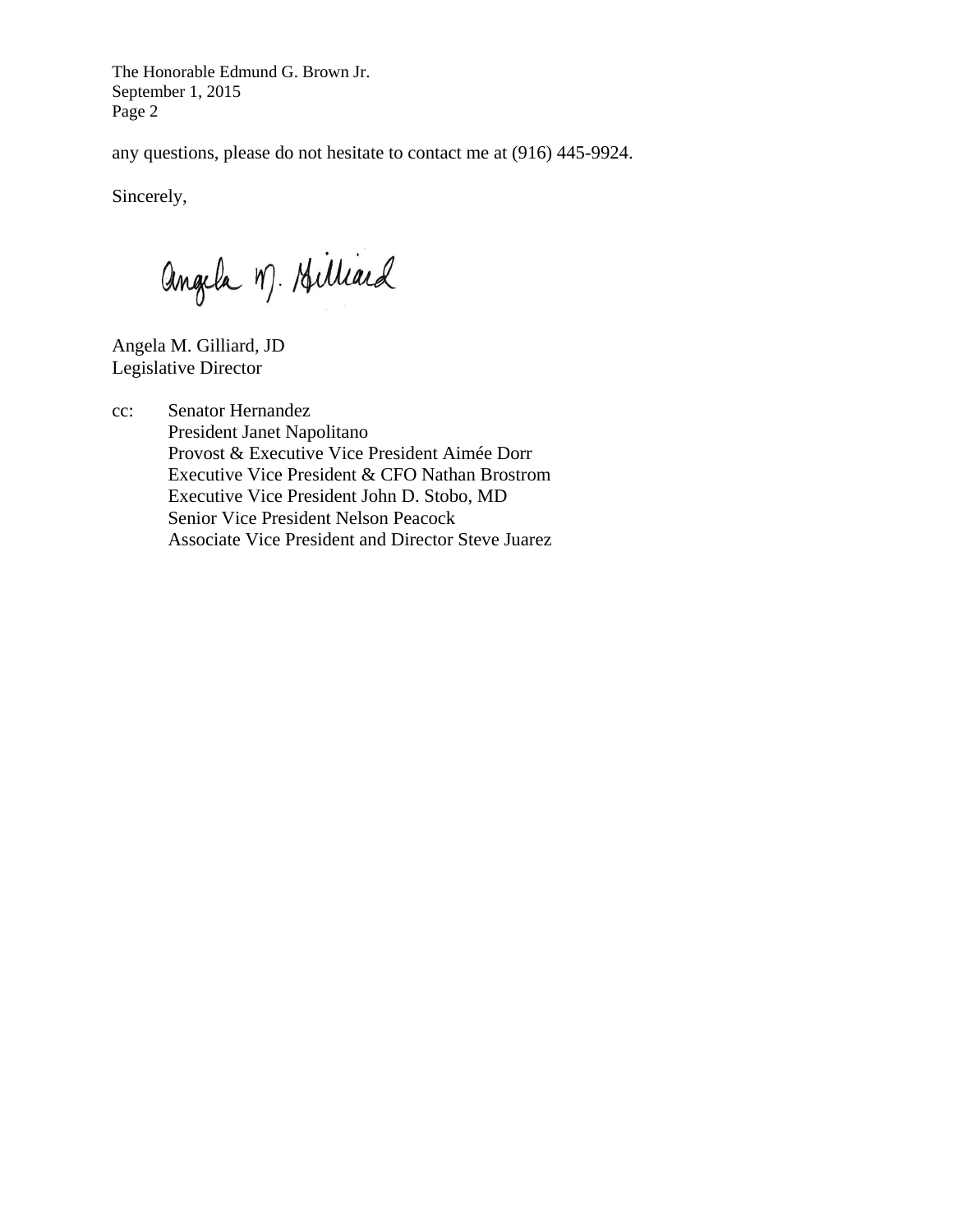any questions, please do not hesitate to contact me at (916) 445-9924.

Sincerely,

Angela M. Gilliard

Angela M. Gilliard, JD
Legislative Director

cc: Senator Hernandez
President Janet Napolitano
Provost & Executive Vice President Aimée Dorr
Executive Vice President & CFO Nathan Brostrom
Executive Vice President John D. Stobo, MD
Senior Vice President Nelson Peacock
Associate Vice President and Director Steve Juarez